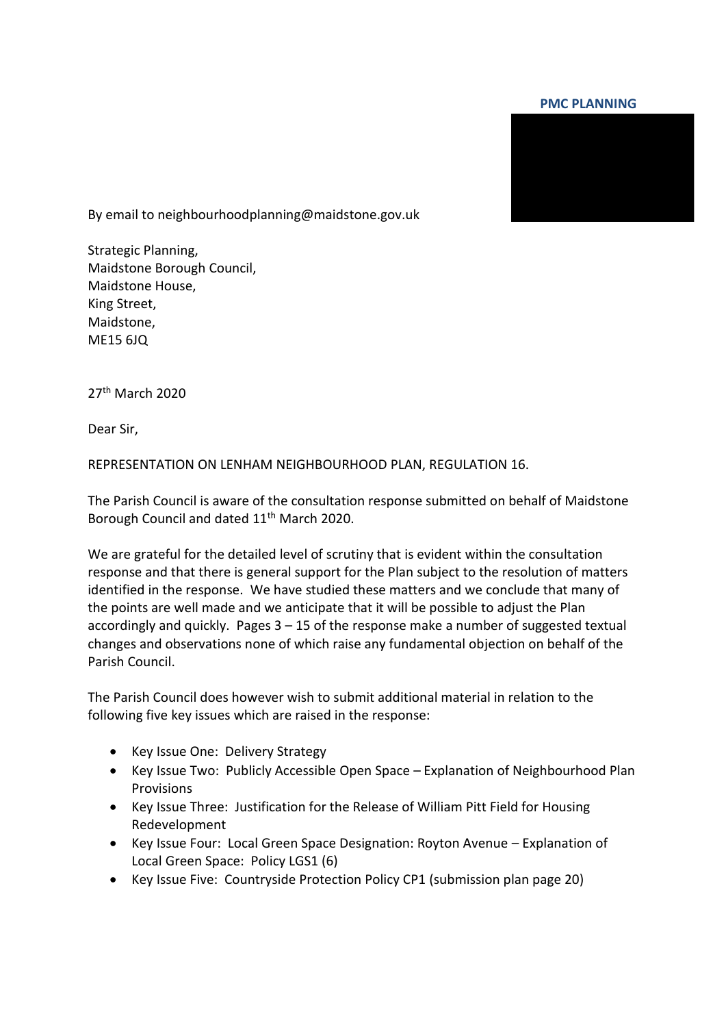**PMC PLANNING**

By email to neighbourhoodplanning@maidstone.gov.uk

Strategic Planning,
Maidstone Borough Council,
Maidstone House,
King Street,
Maidstone,
ME15 6JQ

27th March 2020

Dear Sir,

REPRESENTATION ON LENHAM NEIGHBOURHOOD PLAN, REGULATION 16.

The Parish Council is aware of the consultation response submitted on behalf of Maidstone Borough Council and dated 11th March 2020.

We are grateful for the detailed level of scrutiny that is evident within the consultation response and that there is general support for the Plan subject to the resolution of matters identified in the response. We have studied these matters and we conclude that many of the points are well made and we anticipate that it will be possible to adjust the Plan accordingly and quickly. Pages 3 – 15 of the response make a number of suggested textual changes and observations none of which raise any fundamental objection on behalf of the Parish Council.

The Parish Council does however wish to submit additional material in relation to the following five key issues which are raised in the response:

- Key Issue One: Delivery Strategy
- Key Issue Two: Publicly Accessible Open Space – Explanation of Neighbourhood Plan Provisions
- Key Issue Three: Justification for the Release of William Pitt Field for Housing Redevelopment
- Key Issue Four: Local Green Space Designation: Royton Avenue – Explanation of Local Green Space: Policy LGS1 (6)
- Key Issue Five: Countryside Protection Policy CP1 (submission plan page 20)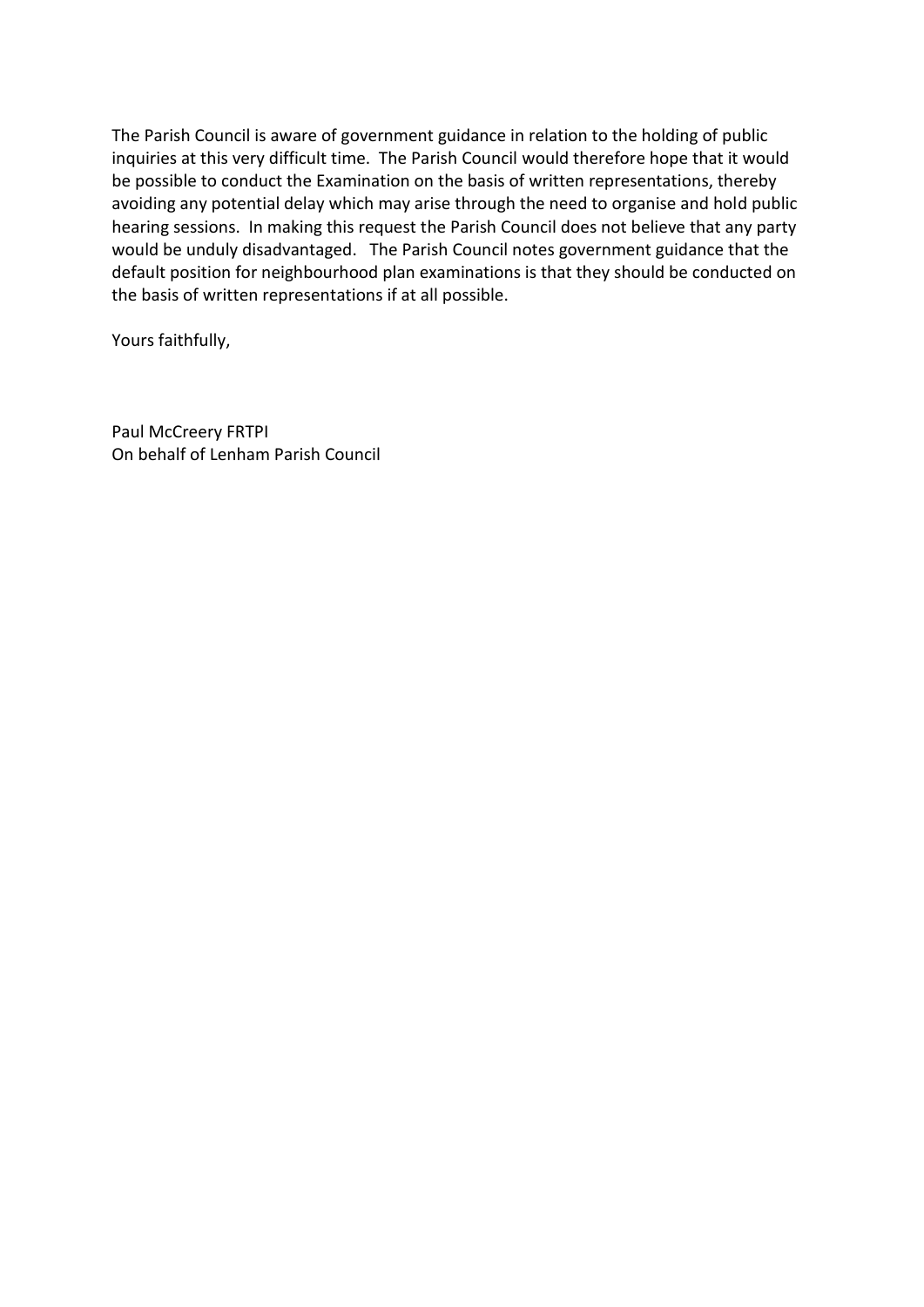The Parish Council is aware of government guidance in relation to the holding of public inquiries at this very difficult time. The Parish Council would therefore hope that it would be possible to conduct the Examination on the basis of written representations, thereby avoiding any potential delay which may arise through the need to organise and hold public hearing sessions. In making this request the Parish Council does not believe that any party would be unduly disadvantaged. The Parish Council notes government guidance that the default position for neighbourhood plan examinations is that they should be conducted on the basis of written representations if at all possible.

Yours faithfully,

Paul McCreery FRTPI
On behalf of Lenham Parish Council